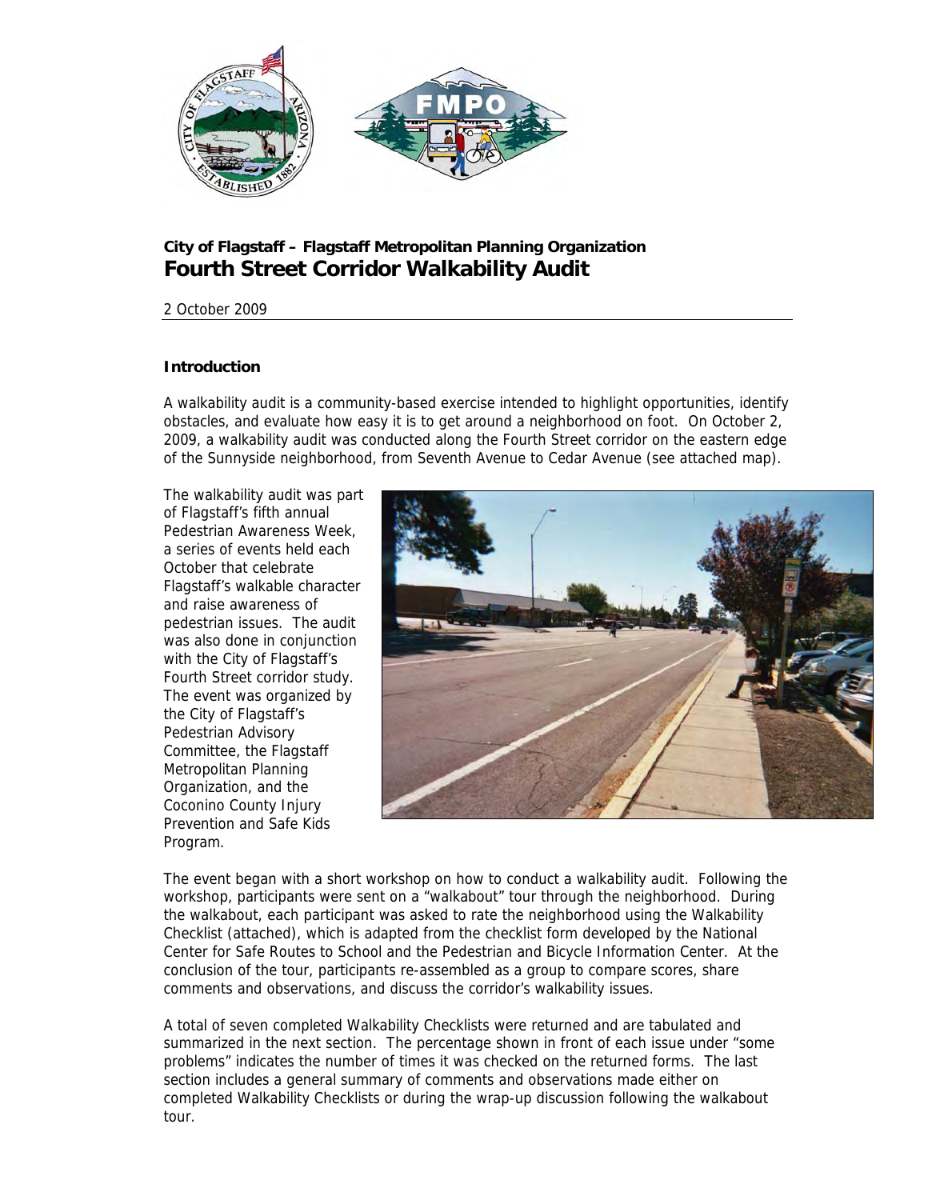**City of Flagstaff – Flagstaff Metropolitan Planning Organization**

# Fourth Street Corridor Walkability Audit

2 October 2009

**Introduction**

A walkability audit is a community-based exercise intended to highlight opportunities, identify obstacles, and evaluate how easy it is to get around a neighborhood on foot. On October 2, 2009, a walkability audit was conducted along the Fourth Street corridor on the eastern edge of the Sunnyside neighborhood, from Seventh Avenue to Cedar Avenue (see attached map).

The walkability audit was part of Flagstaff's fifth annual Pedestrian Awareness Week, a series of events held each October that celebrate Flagstaff's walkable character and raise awareness of pedestrian issues. The audit was also done in conjunction with the City of Flagstaff's Fourth Street corridor study. The event was organized by the City of Flagstaff's Pedestrian Advisory Committee, the Flagstaff Metropolitan Planning Organization, and the Coconino County Injury Prevention and Safe Kids Program.

The event began with a short workshop on how to conduct a walkability audit. Following the workshop, participants were sent on a "walkabout" tour through the neighborhood. During the walkabout, each participant was asked to rate the neighborhood using the Walkability Checklist (attached), which is adapted from the checklist form developed by the National Center for Safe Routes to School and the Pedestrian and Bicycle Information Center. At the conclusion of the tour, participants re-assembled as a group to compare scores, share comments and observations, and discuss the corridor's walkability issues.

A total of seven completed Walkability Checklists were returned and are tabulated and summarized in the next section. The percentage shown in front of each issue under "some problems" indicates the number of times it was checked on the returned forms. The last section includes a general summary of comments and observations made either on completed Walkability Checklists or during the wrap-up discussion following the walkabout tour.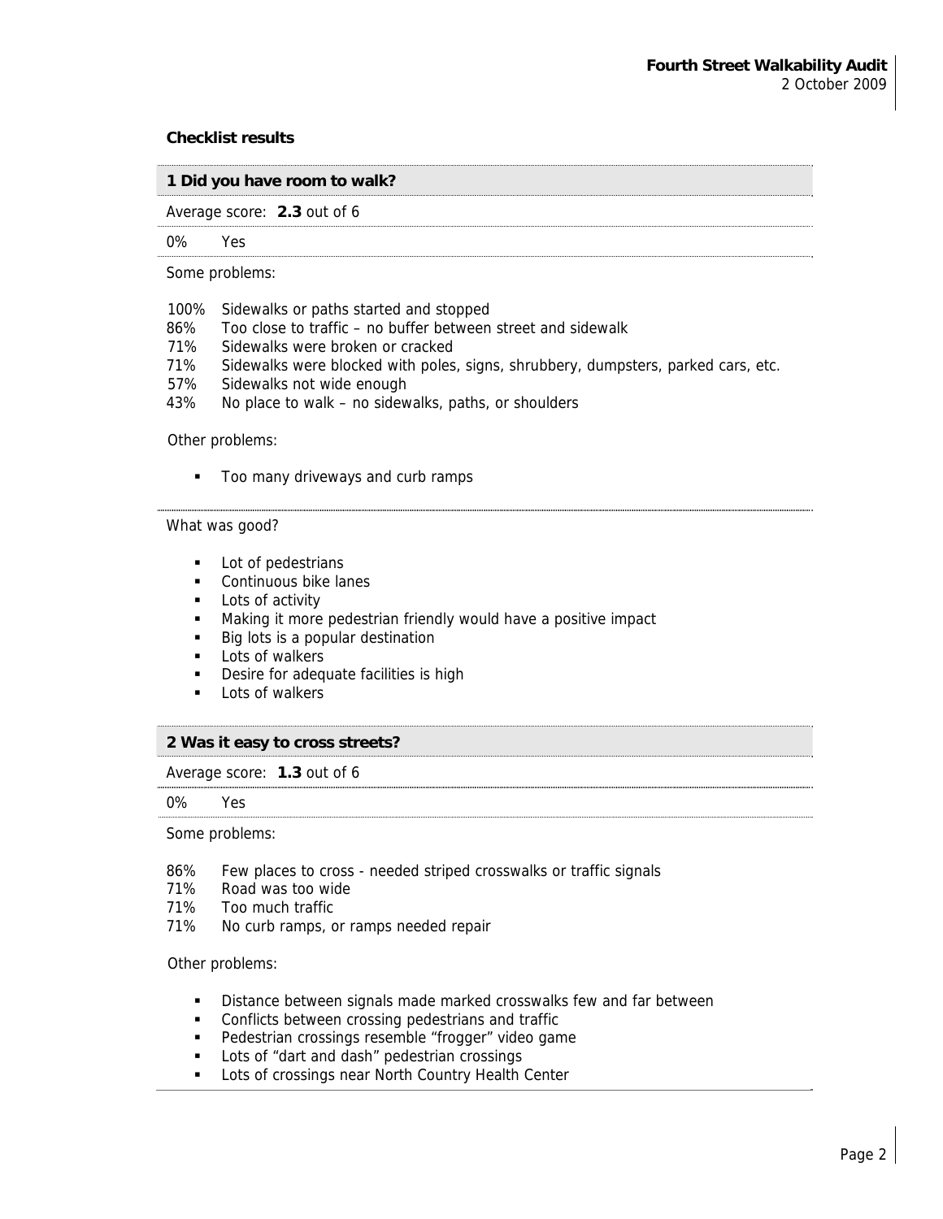## Checklist results

### 1 Did you have room to walk?

Average score: **2.3** out of 6

0% Yes

Some problems:

100% Sidewalks or paths started and stopped
86% Too close to traffic – no buffer between street and sidewalk
71% Sidewalks were broken or cracked
71% Sidewalks were blocked with poles, signs, shrubbery, dumpsters, parked cars, etc.
57% Sidewalks not wide enough
43% No place to walk – no sidewalks, paths, or shoulders

Other problems:

- Too many driveways and curb ramps

What was good?

- Lot of pedestrians
- Continuous bike lanes
- Lots of activity
- Making it more pedestrian friendly would have a positive impact
- Big lots is a popular destination
- Lots of walkers
- Desire for adequate facilities is high
- Lots of walkers

### 2 Was it easy to cross streets?

Average score: **1.3** out of 6

0% Yes

Some problems:

86% Few places to cross - needed striped crosswalks or traffic signals
71% Road was too wide
71% Too much traffic
71% No curb ramps, or ramps needed repair

Other problems:

- Distance between signals made marked crosswalks few and far between
- Conflicts between crossing pedestrians and traffic
- Pedestrian crossings resemble “frogger” video game
- Lots of “dart and dash” pedestrian crossings
- Lots of crossings near North Country Health Center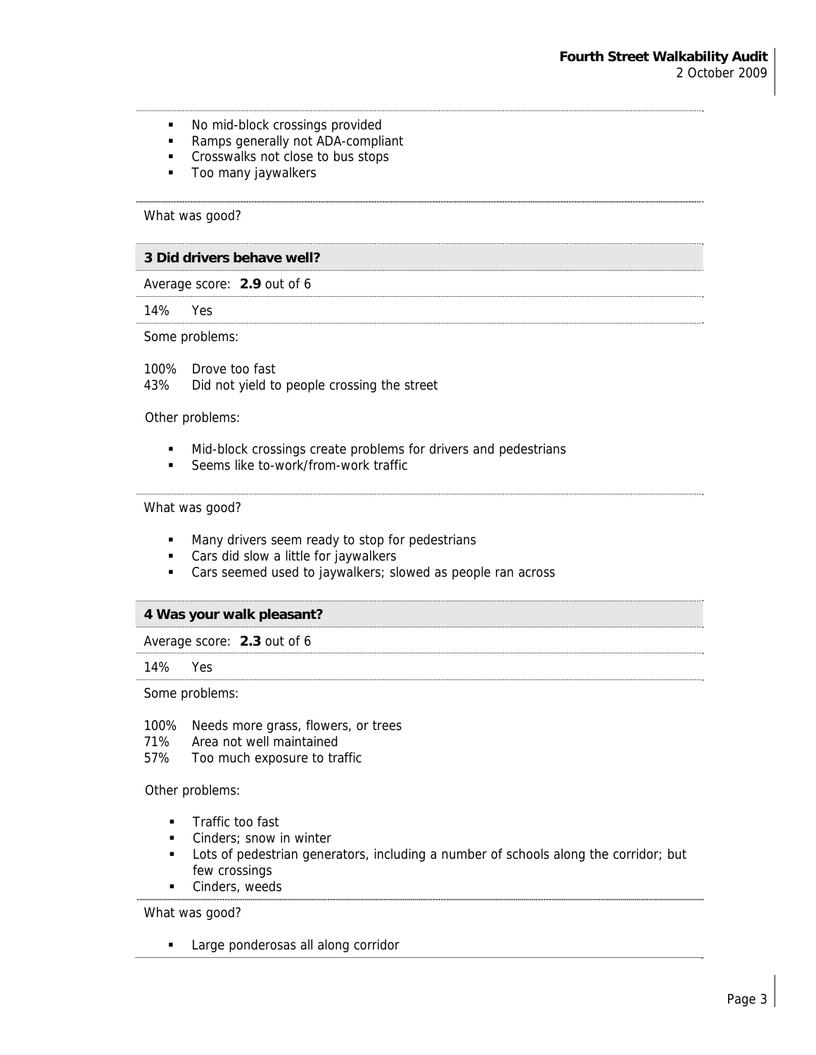- No mid-block crossings provided
- Ramps generally not ADA-compliant
- Crosswalks not close to bus stops
- Too many jaywalkers

What was good?

### 3 Did drivers behave well?

Average score: **2.9** out of 6

14% Yes

Some problems:

100% Drove too fast
43% Did not yield to people crossing the street

Other problems:

- Mid-block crossings create problems for drivers and pedestrians
- Seems like to-work/from-work traffic

What was good?

- Many drivers seem ready to stop for pedestrians
- Cars did slow a little for jaywalkers
- Cars seemed used to jaywalkers; slowed as people ran across

### 4 Was your walk pleasant?

Average score: **2.3** out of 6

14% Yes

Some problems:

100% Needs more grass, flowers, or trees
71% Area not well maintained
57% Too much exposure to traffic

Other problems:

- Traffic too fast
- Cinders; snow in winter
- Lots of pedestrian generators, including a number of schools along the corridor; but few crossings
- Cinders, weeds

What was good?

- Large ponderosas all along corridor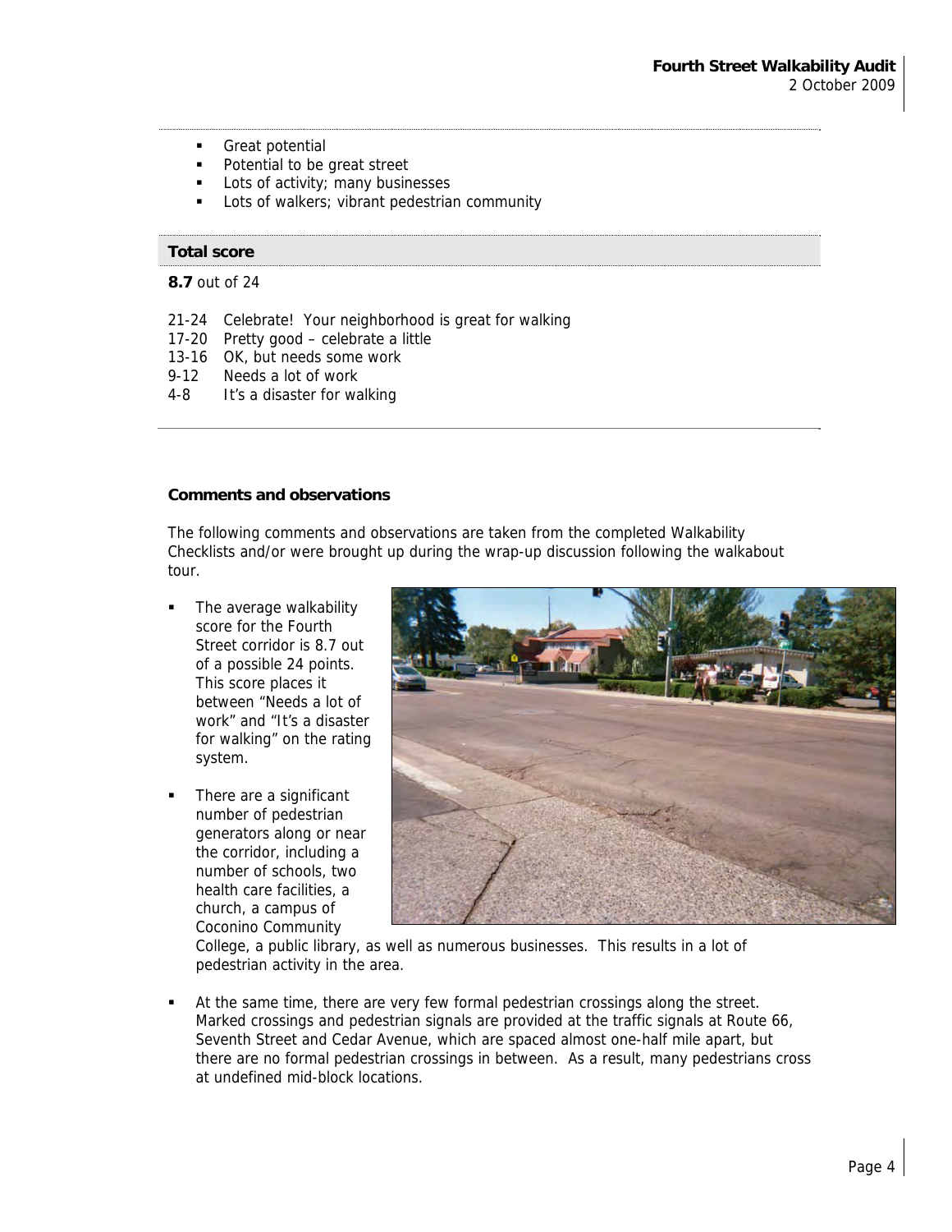- Great potential
- Potential to be great street
- Lots of activity; many businesses
- Lots of walkers; vibrant pedestrian community

**Total score**

**8.7** out of 24

21-24 Celebrate! Your neighborhood is great for walking
17-20 Pretty good – celebrate a little
13-16 OK, but needs some work
9-12 Needs a lot of work
4-8 It's a disaster for walking

**Comments and observations**

The following comments and observations are taken from the completed Walkability Checklists and/or were brought up during the wrap-up discussion following the walkabout tour.

- The average walkability score for the Fourth Street corridor is 8.7 out of a possible 24 points. This score places it between "Needs a lot of work" and "It's a disaster for walking" on the rating system.
- There are a significant number of pedestrian generators along or near the corridor, including a number of schools, two health care facilities, a church, a campus of Coconino Community College, a public library, as well as numerous businesses. This results in a lot of pedestrian activity in the area.
- At the same time, there are very few formal pedestrian crossings along the street. Marked crossings and pedestrian signals are provided at the traffic signals at Route 66, Seventh Street and Cedar Avenue, which are spaced almost one-half mile apart, but there are no formal pedestrian crossings in between. As a result, many pedestrians cross at undefined mid-block locations.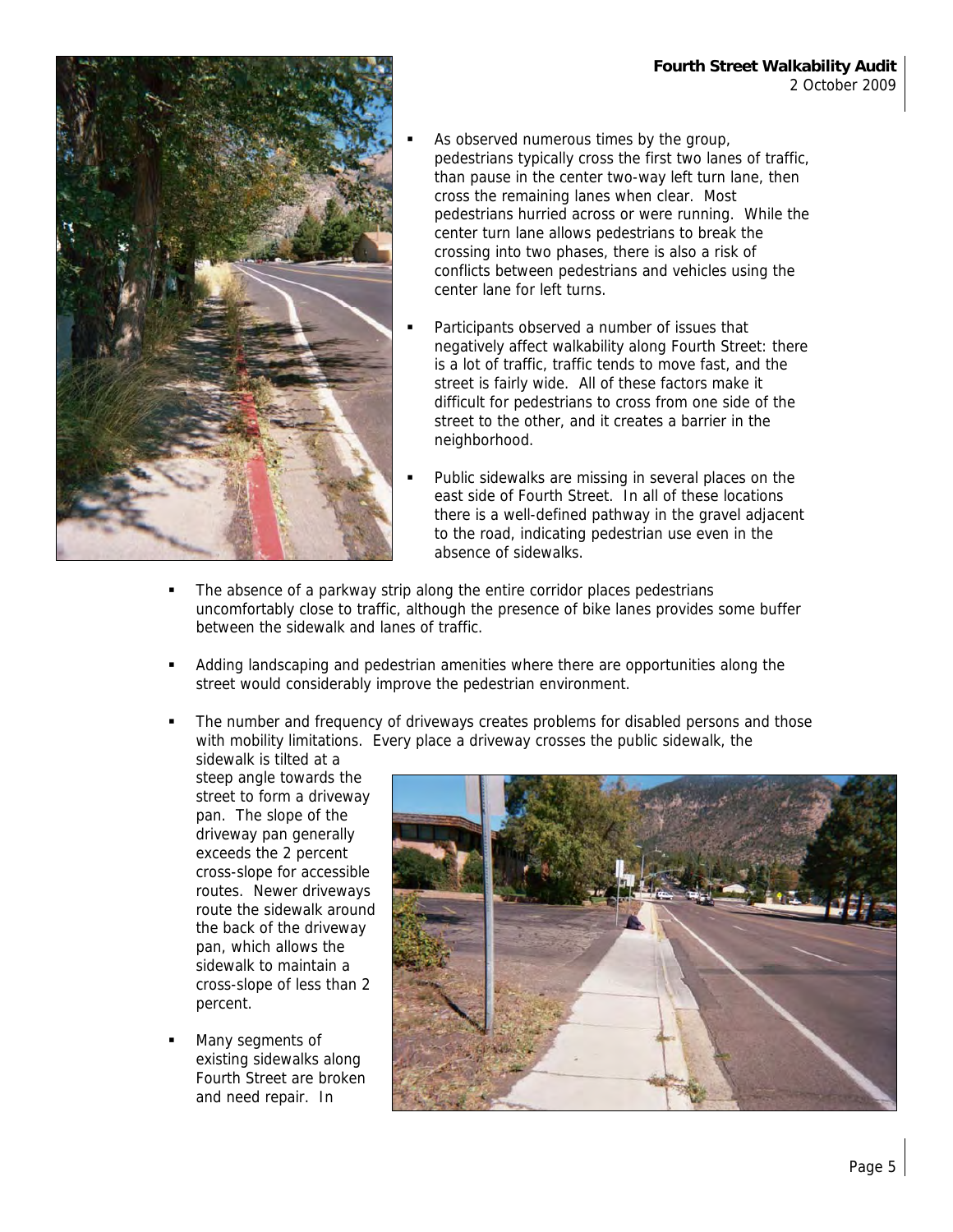- As observed numerous times by the group, pedestrians typically cross the first two lanes of traffic, than pause in the center two-way left turn lane, then cross the remaining lanes when clear. Most pedestrians hurried across or were running. While the center turn lane allows pedestrians to break the crossing into two phases, there is also a risk of conflicts between pedestrians and vehicles using the center lane for left turns.

- Participants observed a number of issues that negatively affect walkability along Fourth Street: there is a lot of traffic, traffic tends to move fast, and the street is fairly wide. All of these factors make it difficult for pedestrians to cross from one side of the street to the other, and it creates a barrier in the neighborhood.

- Public sidewalks are missing in several places on the east side of Fourth Street. In all of these locations there is a well-defined pathway in the gravel adjacent to the road, indicating pedestrian use even in the absence of sidewalks.

- The absence of a parkway strip along the entire corridor places pedestrians uncomfortably close to traffic, although the presence of bike lanes provides some buffer between the sidewalk and lanes of traffic.

- Adding landscaping and pedestrian amenities where there are opportunities along the street would considerably improve the pedestrian environment.

- The number and frequency of driveways creates problems for disabled persons and those with mobility limitations. Every place a driveway crosses the public sidewalk, the sidewalk is tilted at a steep angle towards the street to form a driveway pan. The slope of the driveway pan generally exceeds the 2 percent cross-slope for accessible routes. Newer driveways route the sidewalk around the back of the driveway pan, which allows the sidewalk to maintain a cross-slope of less than 2 percent.

- Many segments of existing sidewalks along Fourth Street are broken and need repair. In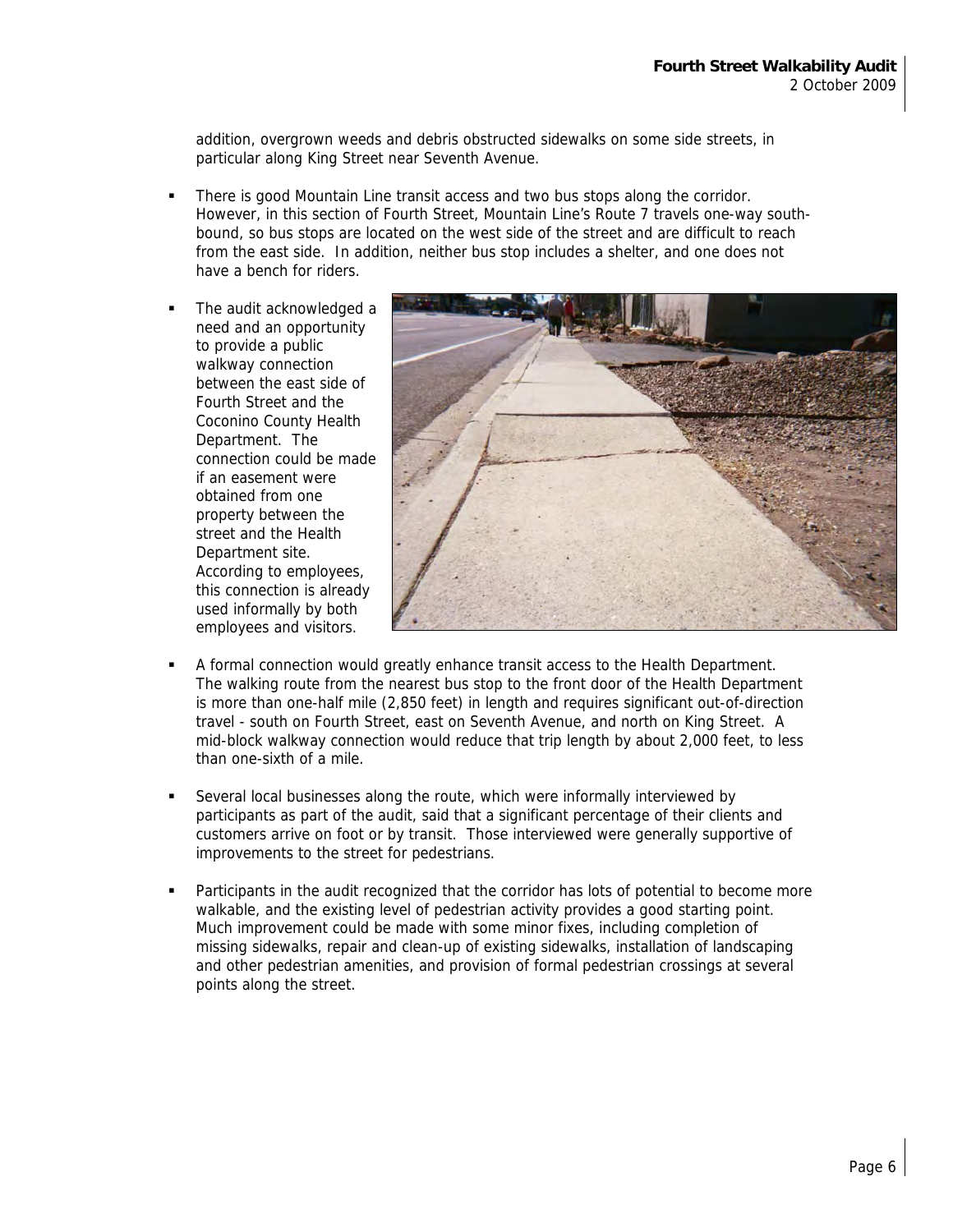addition, overgrown weeds and debris obstructed sidewalks on some side streets, in particular along King Street near Seventh Avenue.

- There is good Mountain Line transit access and two bus stops along the corridor. However, in this section of Fourth Street, Mountain Line's Route 7 travels one-way south-bound, so bus stops are located on the west side of the street and are difficult to reach from the east side. In addition, neither bus stop includes a shelter, and one does not have a bench for riders.
- The audit acknowledged a need and an opportunity to provide a public walkway connection between the east side of Fourth Street and the Coconino County Health Department. The connection could be made if an easement were obtained from one property between the street and the Health Department site. According to employees, this connection is already used informally by both employees and visitors.
- A formal connection would greatly enhance transit access to the Health Department. The walking route from the nearest bus stop to the front door of the Health Department is more than one-half mile (2,850 feet) in length and requires significant out-of-direction travel - south on Fourth Street, east on Seventh Avenue, and north on King Street. A mid-block walkway connection would reduce that trip length by about 2,000 feet, to less than one-sixth of a mile.
- Several local businesses along the route, which were informally interviewed by participants as part of the audit, said that a significant percentage of their clients and customers arrive on foot or by transit. Those interviewed were generally supportive of improvements to the street for pedestrians.
- Participants in the audit recognized that the corridor has lots of potential to become more walkable, and the existing level of pedestrian activity provides a good starting point. Much improvement could be made with some minor fixes, including completion of missing sidewalks, repair and clean-up of existing sidewalks, installation of landscaping and other pedestrian amenities, and provision of formal pedestrian crossings at several points along the street.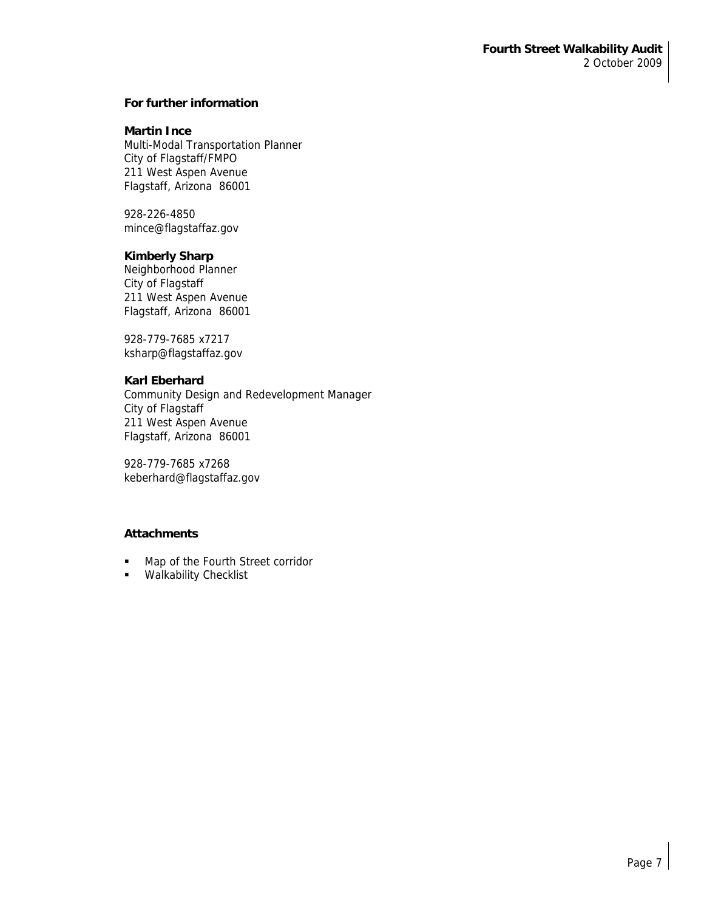## For further information

**Martin Ince**
Multi-Modal Transportation Planner
City of Flagstaff/FMPO
211 West Aspen Avenue
Flagstaff, Arizona 86001

928-226-4850
mince@flagstaffaz.gov

**Kimberly Sharp**
Neighborhood Planner
City of Flagstaff
211 West Aspen Avenue
Flagstaff, Arizona 86001

928-779-7685 x7217
ksharp@flagstaffaz.gov

**Karl Eberhard**
Community Design and Redevelopment Manager
City of Flagstaff
211 West Aspen Avenue
Flagstaff, Arizona 86001

928-779-7685 x7268
keberhard@flagstaffaz.gov

## Attachments

- Map of the Fourth Street corridor
- Walkability Checklist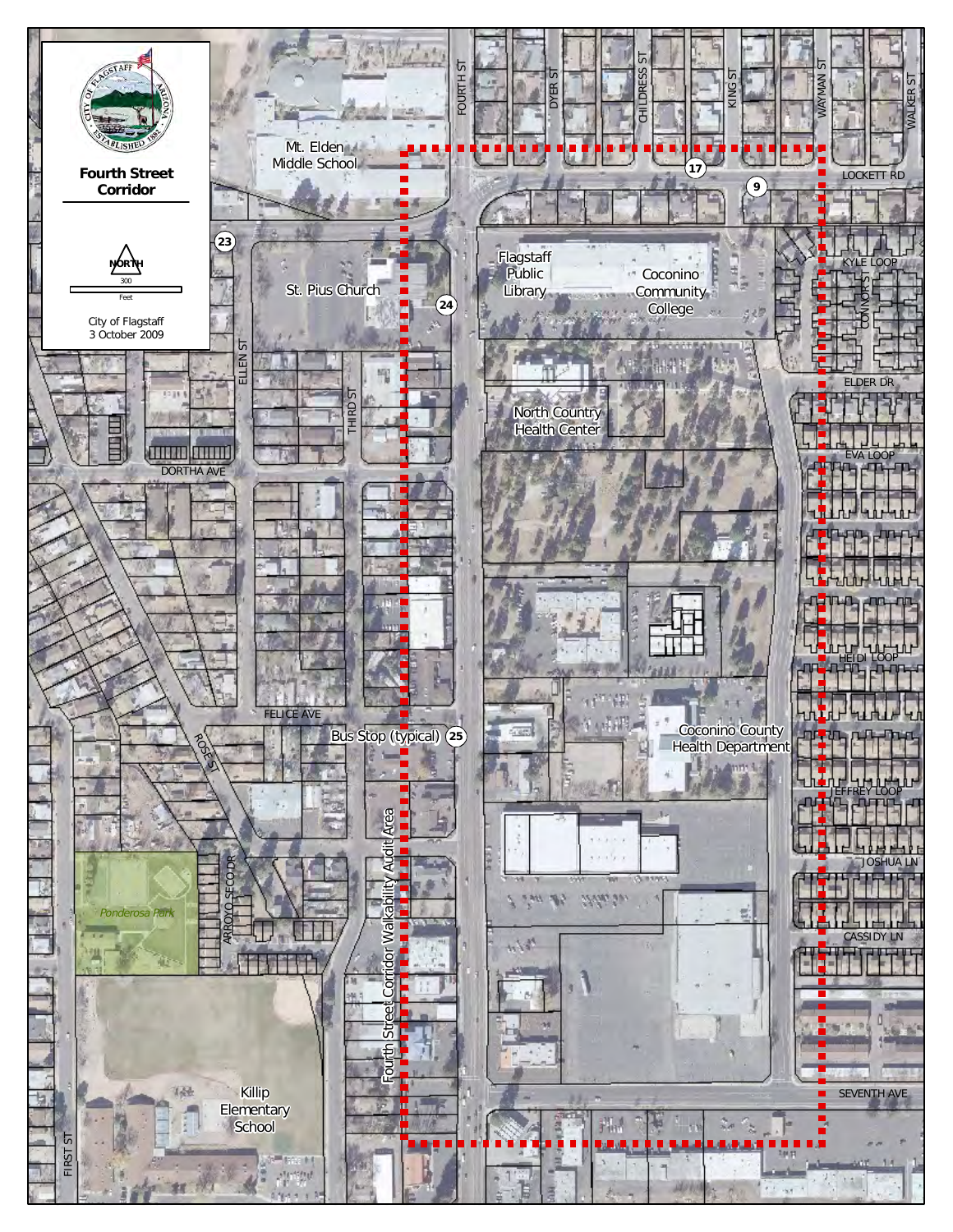# Fourth Street Corridor

NORTH

300

Feet

City of Flagstaff
3 October 2009

Mt. Elden Middle School

St. Pius Church

Flagstaff Public Library

Coconino Community College

North Country Health Center

Coconino County Health Department

Bus Stop (typical) 25

Fourth Street Corridor Walkability Audit Area

Ponderosa Park

Killip Elementary School

FOURTH ST
DYER ST
CHILDRESS ST
KING ST
WAYMAN ST
WALKER ST
LOCKETT RD
KYLE LOOP
CONNOR ST
ELDER DR
EVA LOOP
HEIDI LOOP
JEFFREY LOOP
JOSHUA LN
CASSIDY LN
SEVENTH AVE
ELLEN ST
THIRD ST
DORTHA AVE
FELICE AVE
ROSE ST
ARROYO SECO DR
FIRST ST

17
9
23
24
25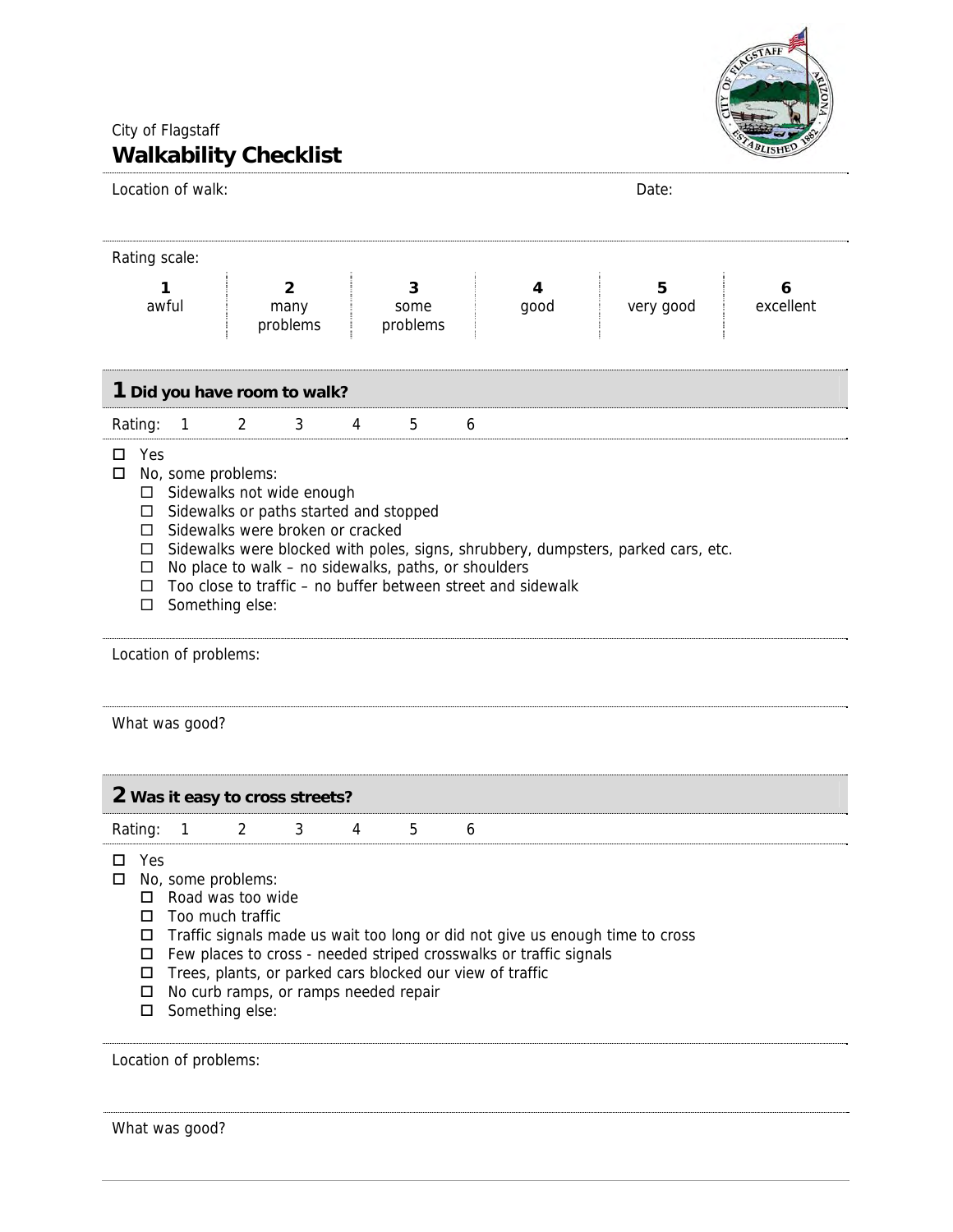City of Flagstaff

# Walkability Checklist

Location of walk: Date:

Rating scale:

| 1 | 2 | 3 | 4 | 5 | 6 |
|---|---|---|---|---|---|
| awful | many problems | some problems | good | very good | excellent |

## 1 Did you have room to walk?

Rating: 1 2 3 4 5 6

- ☐ Yes
- ☐ No, some problems:
  - ☐ Sidewalks not wide enough
  - ☐ Sidewalks or paths started and stopped
  - ☐ Sidewalks were broken or cracked
  - ☐ Sidewalks were blocked with poles, signs, shrubbery, dumpsters, parked cars, etc.
  - ☐ No place to walk – no sidewalks, paths, or shoulders
  - ☐ Too close to traffic – no buffer between street and sidewalk
  - ☐ Something else:

Location of problems:

What was good?

## 2 Was it easy to cross streets?

Rating: 1 2 3 4 5 6

- ☐ Yes
- ☐ No, some problems:
  - ☐ Road was too wide
  - ☐ Too much traffic
  - ☐ Traffic signals made us wait too long or did not give us enough time to cross
  - ☐ Few places to cross - needed striped crosswalks or traffic signals
  - ☐ Trees, plants, or parked cars blocked our view of traffic
  - ☐ No curb ramps, or ramps needed repair
  - ☐ Something else:

Location of problems:

What was good?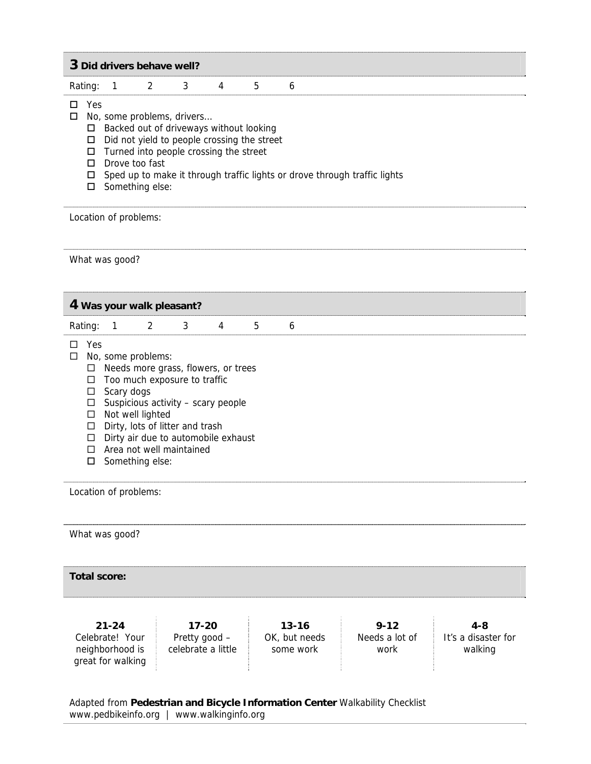## 3 Did drivers behave well?

Rating: 1 2 3 4 5 6

- ☐ Yes
- ☐ No, some problems, drivers…
  - ☐ Backed out of driveways without looking
  - ☐ Did not yield to people crossing the street
  - ☐ Turned into people crossing the street
  - ☐ Drove too fast
  - ☐ Sped up to make it through traffic lights or drove through traffic lights
  - ☐ Something else:

Location of problems:

What was good?

## 4 Was your walk pleasant?

Rating: 1 2 3 4 5 6

- ☐ Yes
- ☐ No, some problems:
  - ☐ Needs more grass, flowers, or trees
  - ☐ Too much exposure to traffic
  - ☐ Scary dogs
  - ☐ Suspicious activity – scary people
  - ☐ Not well lighted
  - ☐ Dirty, lots of litter and trash
  - ☐ Dirty air due to automobile exhaust
  - ☐ Area not well maintained
  - ☐ Something else:

Location of problems:

What was good?

**Total score:**

| **21-24** | **17-20** | **13-16** | **9-12** | **4-8** |
|---|---|---|---|---|
| Celebrate! Your neighborhood is great for walking | Pretty good – celebrate a little | OK, but needs some work | Needs a lot of work | It's a disaster for walking |

Adapted from **Pedestrian and Bicycle Information Center** Walkability Checklist
www.pedbikeinfo.org | www.walkinginfo.org